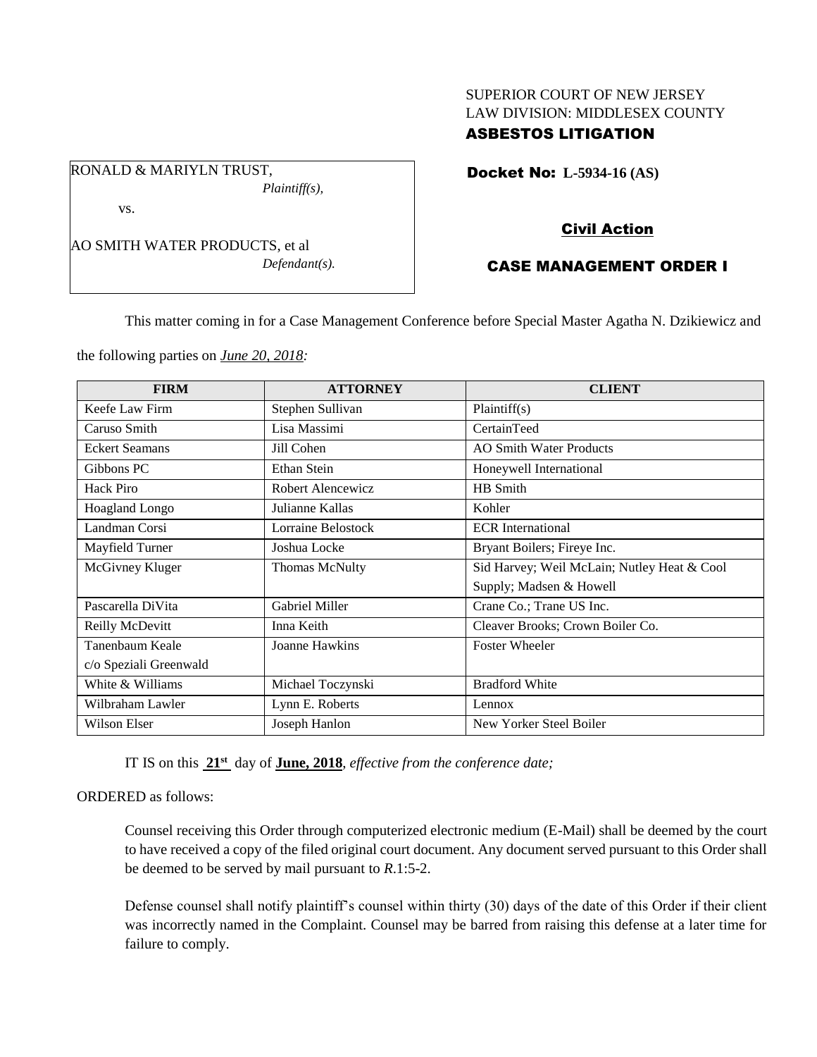SUPERIOR COURT OF NEW JERSEY
LAW DIVISION: MIDDLESEX COUNTY
**ASBESTOS LITIGATION**

RONALD & MARIYLN TRUST,
*Plaintiff(s),*

vs.

AO SMITH WATER PRODUCTS, et al
*Defendant(s).*

**Docket No: L-5934-16 (AS)**

**Civil Action**

**CASE MANAGEMENT ORDER I**

This matter coming in for a Case Management Conference before Special Master Agatha N. Dzikiewicz and the following parties on *June 20, 2018:*

| FIRM | ATTORNEY | CLIENT |
|---|---|---|
| Keefe Law Firm | Stephen Sullivan | Plaintiff(s) |
| Caruso Smith | Lisa Massimi | CertainTeed |
| Eckert Seamans | Jill Cohen | AO Smith Water Products |
| Gibbons PC | Ethan Stein | Honeywell International |
| Hack Piro | Robert Alencewicz | HB Smith |
| Hoagland Longo | Julianne Kallas | Kohler |
| Landman Corsi | Lorraine Belostock | ECR International |
| Mayfield Turner | Joshua Locke | Bryant Boilers; Fireye Inc. |
| McGivney Kluger | Thomas McNulty | Sid Harvey; Weil McLain; Nutley Heat & Cool Supply; Madsen & Howell |
| Pascarella DiVita | Gabriel Miller | Crane Co.; Trane US Inc. |
| Reilly McDevitt | Inna Keith | Cleaver Brooks; Crown Boiler Co. |
| Tanenbaum Keale c/o Speziali Greenwald | Joanne Hawkins | Foster Wheeler |
| White & Williams | Michael Toczynski | Bradford White |
| Wilbraham Lawler | Lynn E. Roberts | Lennox |
| Wilson Elser | Joseph Hanlon | New Yorker Steel Boiler |

IT IS on this **21st** day of **June, 2018**, *effective from the conference date;*

ORDERED as follows:

Counsel receiving this Order through computerized electronic medium (E-Mail) shall be deemed by the court to have received a copy of the filed original court document. Any document served pursuant to this Order shall be deemed to be served by mail pursuant to *R*.1:5-2.

Defense counsel shall notify plaintiff's counsel within thirty (30) days of the date of this Order if their client was incorrectly named in the Complaint. Counsel may be barred from raising this defense at a later time for failure to comply.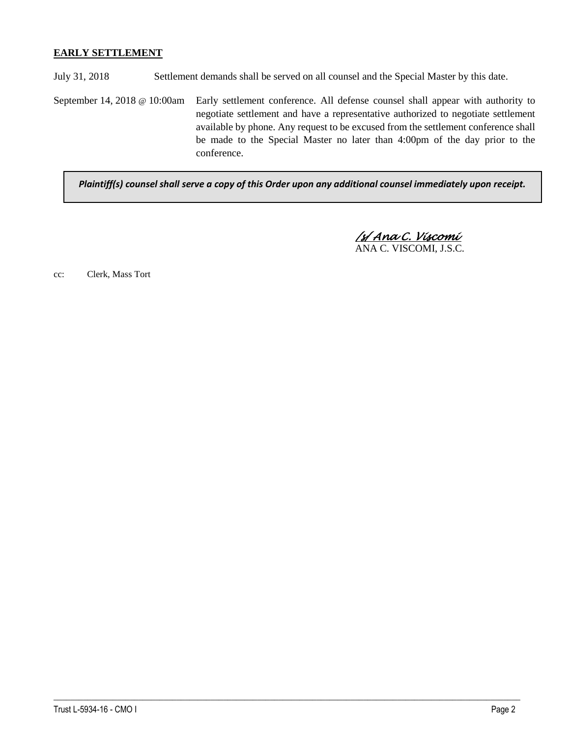**EARLY SETTLEMENT**

| | |
|---|---|
| July 31, 2018 | Settlement demands shall be served on all counsel and the Special Master by this date. |
| September 14, 2018 @ 10:00am | Early settlement conference. All defense counsel shall appear with authority to negotiate settlement and have a representative authorized to negotiate settlement available by phone. Any request to be excused from the settlement conference shall be made to the Special Master no later than 4:00pm of the day prior to the conference. |

***Plaintiff(s) counsel shall serve a copy of this Order upon any additional counsel immediately upon receipt.***

*/s/ Ana C. Viscomi*
ANA C. VISCOMI, J.S.C.

cc: Clerk, Mass Tort